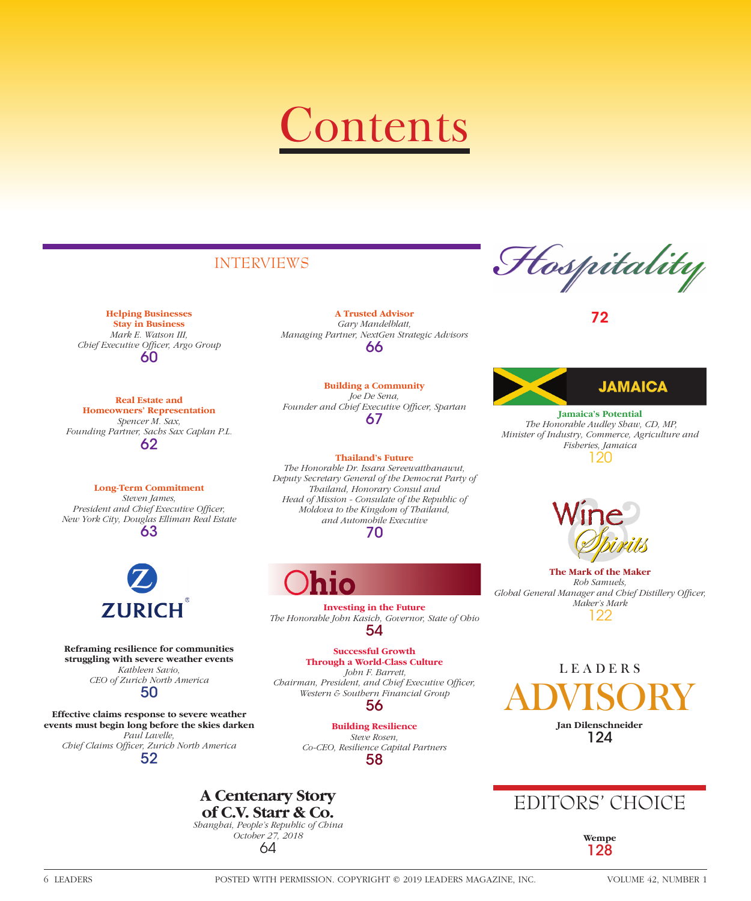# Contents

## INTERVIEWS

**Helping Businesses Stay in Business**
*Mark E. Watson III, Chief Executive Officer, Argo Group*
60

**Real Estate and Homeowners' Representation**
*Spencer M. Sax, Founding Partner, Sachs Sax Caplan P.L.*
62

**Long-Term Commitment**
*Steven James, President and Chief Executive Officer, New York City, Douglas Elliman Real Estate*
63

**A Trusted Advisor**
*Gary Mandelblatt, Managing Partner, NextGen Strategic Advisors*
66

**Building a Community**
*Joe De Sena, Founder and Chief Executive Officer, Spartan*
67

**Thailand's Future**
*The Honorable Dr. Issara Sereewatthanawut, Deputy Secretary General of the Democrat Party of Thailand, Honorary Consul and Head of Mission - Consulate of the Republic of Moldova to the Kingdom of Thailand, and Automobile Executive*
70

## ZURICH

**Reframing resilience for communities struggling with severe weather events**
*Kathleen Savio, CEO of Zurich North America*
50

**Effective claims response to severe weather events must begin long before the skies darken**
*Paul Lavelle, Chief Claims Officer, Zurich North America*
52

## Ohio

**Investing in the Future**
*The Honorable John Kasich, Governor, State of Ohio*
54

**Successful Growth Through a World-Class Culture**
*John F. Barrett, Chairman, President, and Chief Executive Officer, Western & Southern Financial Group*
56

**Building Resilience**
*Steve Rosen, Co-CEO, Resilience Capital Partners*
58

**A Centenary Story of C.V. Starr & Co.**
*Shanghai, People's Republic of China*
*October 27, 2018*
64

## Hospitality

72

## JAMAICA

**Jamaica's Potential**
*The Honorable Audley Shaw, CD, MP, Minister of Industry, Commerce, Agriculture and Fisheries, Jamaica*
120

## Wine & Spirits

**The Mark of the Maker**
*Rob Samuels, Global General Manager and Chief Distillery Officer, Maker's Mark*
122

## LEADERS ADVISORY

**Jan Dilenschneider**
124

## EDITORS' CHOICE

**Wempe**
128

POSTED WITH PERMISSION. COPYRIGHT © 2019 LEADERS MAGAZINE, INC.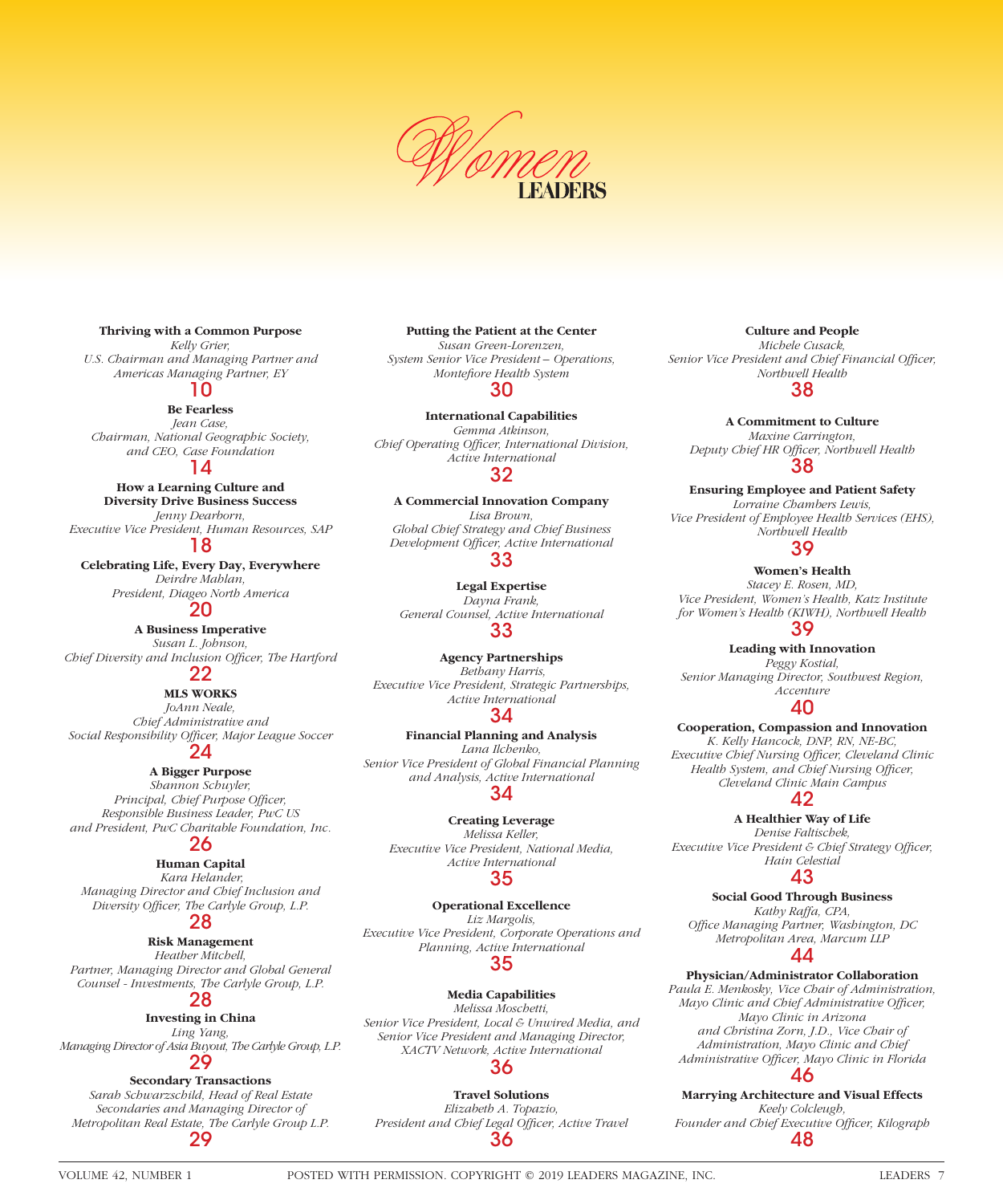# *Women* LEADERS

**Thriving with a Common Purpose**
*Kelly Grier, U.S. Chairman and Managing Partner and Americas Managing Partner, EY*
10

**Be Fearless**
*Jean Case, Chairman, National Geographic Society, and CEO, Case Foundation*
14

**How a Learning Culture and Diversity Drive Business Success**
*Jenny Dearborn, Executive Vice President, Human Resources, SAP*
18

**Celebrating Life, Every Day, Everywhere**
*Deirdre Mahlan, President, Diageo North America*
20

**A Business Imperative**
*Susan L. Johnson, Chief Diversity and Inclusion Officer, The Hartford*
22

**MLS WORKS**
*JoAnn Neale, Chief Administrative and Social Responsibility Officer, Major League Soccer*
24

**A Bigger Purpose**
*Shannon Schuyler, Principal, Chief Purpose Officer, Responsible Business Leader, PwC US and President, PwC Charitable Foundation, Inc.*
26

**Human Capital**
*Kara Helander, Managing Director and Chief Inclusion and Diversity Officer, The Carlyle Group, L.P.*
28

**Risk Management**
*Heather Mitchell, Partner, Managing Director and Global General Counsel - Investments, The Carlyle Group, L.P.*
28

**Investing in China**
*Ling Yang, Managing Director of Asia Buyout, The Carlyle Group, L.P.*
29

**Secondary Transactions**
*Sarah Schwarzschild, Head of Real Estate Secondaries and Managing Director of Metropolitan Real Estate, The Carlyle Group L.P.*
29

**Putting the Patient at the Center**
*Susan Green-Lorenzen, System Senior Vice President – Operations, Montefiore Health System*
30

**International Capabilities**
*Gemma Atkinson, Chief Operating Officer, International Division, Active International*
32

**A Commercial Innovation Company**
*Lisa Brown, Global Chief Strategy and Chief Business Development Officer, Active International*
33

**Legal Expertise**
*Dayna Frank, General Counsel, Active International*
33

**Agency Partnerships**
*Bethany Harris, Executive Vice President, Strategic Partnerships, Active International*
34

**Financial Planning and Analysis**
*Lana Ilchenko, Senior Vice President of Global Financial Planning and Analysis, Active International*
34

**Creating Leverage**
*Melissa Keller, Executive Vice President, National Media, Active International*
35

**Operational Excellence**
*Liz Margolis, Executive Vice President, Corporate Operations and Planning, Active International*
35

**Media Capabilities**
*Melissa Moschetti, Senior Vice President, Local & Unwired Media, and Senior Vice President and Managing Director, XACTV Network, Active International*
36

**Travel Solutions**
*Elizabeth A. Topazio, President and Chief Legal Officer, Active Travel*
36

**Culture and People**
*Michele Cusack, Senior Vice President and Chief Financial Officer, Northwell Health*
38

**A Commitment to Culture**
*Maxine Carrington, Deputy Chief HR Officer, Northwell Health*
38

**Ensuring Employee and Patient Safety**
*Lorraine Chambers Lewis, Vice President of Employee Health Services (EHS), Northwell Health*
39

**Women's Health**
*Stacey E. Rosen, MD, Vice President, Women's Health, Katz Institute for Women's Health (KIWH), Northwell Health*
39

**Leading with Innovation**
*Peggy Kostial, Senior Managing Director, Southwest Region, Accenture*
40

**Cooperation, Compassion and Innovation**
*K. Kelly Hancock, DNP, RN, NE-BC, Executive Chief Nursing Officer, Cleveland Clinic Health System, and Chief Nursing Officer, Cleveland Clinic Main Campus*
42

**A Healthier Way of Life**
*Denise Faltischek, Executive Vice President & Chief Strategy Officer, Hain Celestial*
43

**Social Good Through Business**
*Kathy Raffa, CPA, Office Managing Partner, Washington, DC Metropolitan Area, Marcum LLP*
44

**Physician/Administrator Collaboration**
*Paula E. Menkosky, Vice Chair of Administration, Mayo Clinic and Chief Administrative Officer, Mayo Clinic in Arizona and Christina Zorn, J.D., Vice Chair of Administration, Mayo Clinic and Chief Administrative Officer, Mayo Clinic in Florida*
46

**Marrying Architecture and Visual Effects**
*Keely Colcleugh, Founder and Chief Executive Officer, Kilograph*
48

POSTED WITH PERMISSION. COPYRIGHT © 2019 LEADERS MAGAZINE, INC.